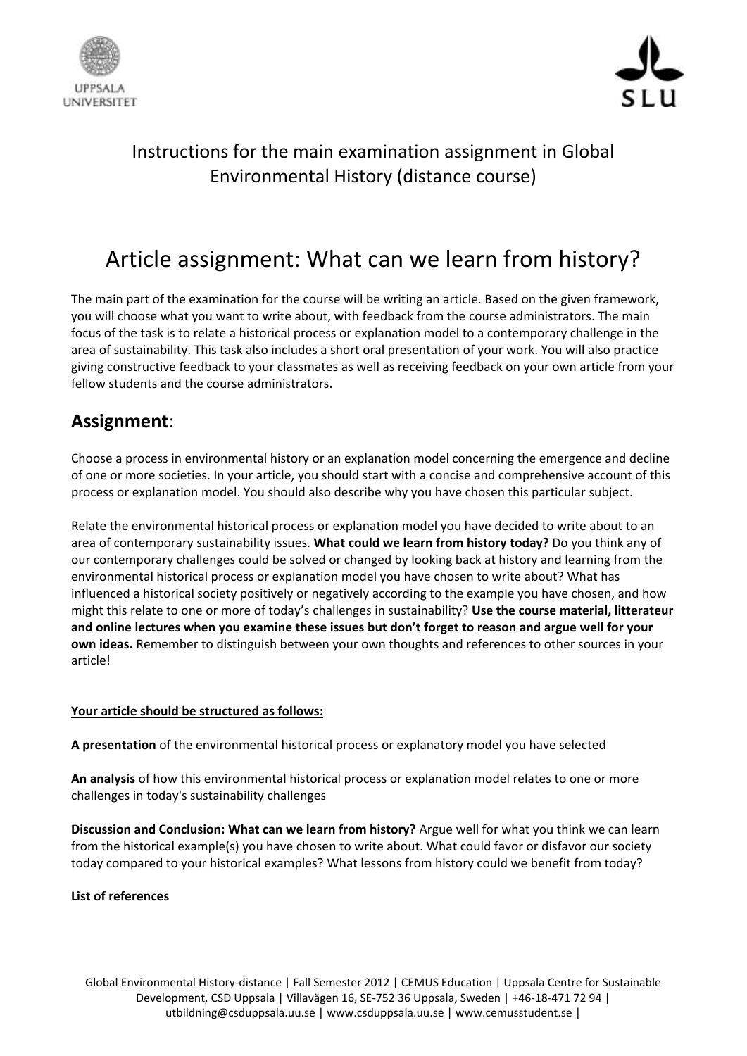Instructions for the main examination assignment in Global Environmental History (distance course)

# Article assignment: What can we learn from history?

The main part of the examination for the course will be writing an article. Based on the given framework, you will choose what you want to write about, with feedback from the course administrators. The main focus of the task is to relate a historical process or explanation model to a contemporary challenge in the area of sustainability. This task also includes a short oral presentation of your work. You will also practice giving constructive feedback to your classmates as well as receiving feedback on your own article from your fellow students and the course administrators.

## **Assignment**:

Choose a process in environmental history or an explanation model concerning the emergence and decline of one or more societies. In your article, you should start with a concise and comprehensive account of this process or explanation model. You should also describe why you have chosen this particular subject.

Relate the environmental historical process or explanation model you have decided to write about to an area of contemporary sustainability issues. **What could we learn from history today?** Do you think any of our contemporary challenges could be solved or changed by looking back at history and learning from the environmental historical process or explanation model you have chosen to write about? What has influenced a historical society positively or negatively according to the example you have chosen, and how might this relate to one or more of today's challenges in sustainability? **Use the course material, litterateur and online lectures when you examine these issues but don't forget to reason and argue well for your own ideas.** Remember to distinguish between your own thoughts and references to other sources in your article!

**Your article should be structured as follows:**

**A presentation** of the environmental historical process or explanatory model you have selected

**An analysis** of how this environmental historical process or explanation model relates to one or more challenges in today's sustainability challenges

**Discussion and Conclusion: What can we learn from history?** Argue well for what you think we can learn from the historical example(s) you have chosen to write about. What could favor or disfavor our society today compared to your historical examples? What lessons from history could we benefit from today?

**List of references**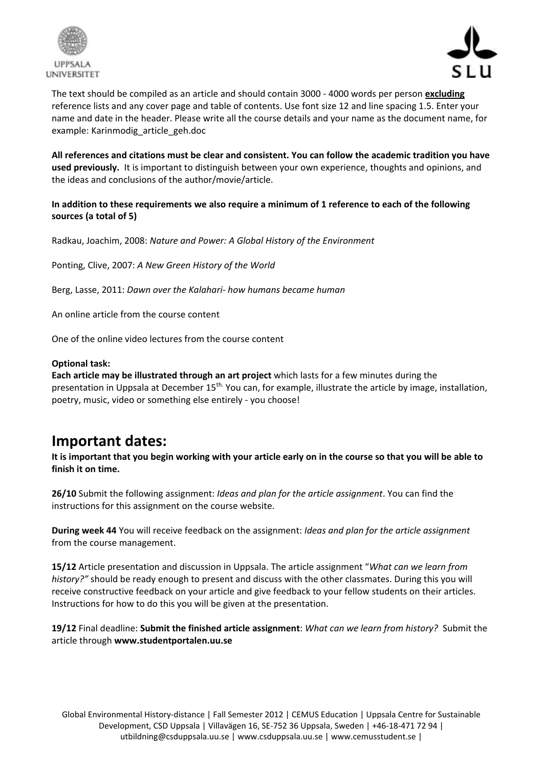The text should be compiled as an article and should contain 3000 - 4000 words per person **excluding** reference lists and any cover page and table of contents. Use font size 12 and line spacing 1.5. Enter your name and date in the header. Please write all the course details and your name as the document name, for example: Karinmodig_article_geh.doc

**All references and citations must be clear and consistent. You can follow the academic tradition you have used previously.** It is important to distinguish between your own experience, thoughts and opinions, and the ideas and conclusions of the author/movie/article.

**In addition to these requirements we also require a minimum of 1 reference to each of the following sources (a total of 5)**

Radkau, Joachim, 2008: *Nature and Power: A Global History of the Environment*

Ponting, Clive, 2007: *A New Green History of the World*

Berg, Lasse, 2011: *Dawn over the Kalahari- how humans became human*

An online article from the course content

One of the online video lectures from the course content

**Optional task:**

**Each article may be illustrated through an art project** which lasts for a few minutes during the presentation in Uppsala at December 15th. You can, for example, illustrate the article by image, installation, poetry, music, video or something else entirely - you choose!

# Important dates:

**It is important that you begin working with your article early on in the course so that you will be able to finish it on time.**

**26/10** Submit the following assignment: *Ideas and plan for the article assignment*. You can find the instructions for this assignment on the course website.

**During week 44** You will receive feedback on the assignment: *Ideas and plan for the article assignment* from the course management.

**15/12** Article presentation and discussion in Uppsala. The article assignment "*What can we learn from history?"* should be ready enough to present and discuss with the other classmates. During this you will receive constructive feedback on your article and give feedback to your fellow students on their articles. Instructions for how to do this you will be given at the presentation.

**19/12** Final deadline: **Submit the finished article assignment**: *What can we learn from history?* Submit the article through **www.studentportalen.uu.se**